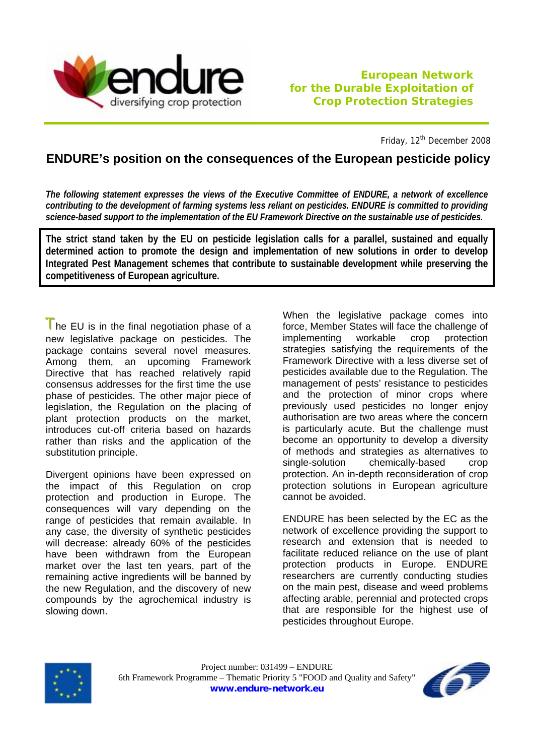**endure** diversifying crop protection

**European Network for the Durable Exploitation of Crop Protection Strategies**

Friday, 12th December 2008

# ENDURE's position on the consequences of the European pesticide policy

***The following statement expresses the views of the Executive Committee of ENDURE, a network of excellence contributing to the development of farming systems less reliant on pesticides. ENDURE is committed to providing science-based support to the implementation of the EU Framework Directive on the sustainable use of pesticides.***

**The strict stand taken by the EU on pesticide legislation calls for a parallel, sustained and equally determined action to promote the design and implementation of new solutions in order to develop Integrated Pest Management schemes that contribute to sustainable development while preserving the competitiveness of European agriculture.**

The EU is in the final negotiation phase of a new legislative package on pesticides. The package contains several novel measures. Among them, an upcoming Framework Directive that has reached relatively rapid consensus addresses for the first time the use phase of pesticides. The other major piece of legislation, the Regulation on the placing of plant protection products on the market, introduces cut-off criteria based on hazards rather than risks and the application of the substitution principle.

Divergent opinions have been expressed on the impact of this Regulation on crop protection and production in Europe. The consequences will vary depending on the range of pesticides that remain available. In any case, the diversity of synthetic pesticides will decrease: already 60% of the pesticides have been withdrawn from the European market over the last ten years, part of the remaining active ingredients will be banned by the new Regulation, and the discovery of new compounds by the agrochemical industry is slowing down.

When the legislative package comes into force, Member States will face the challenge of implementing workable crop protection strategies satisfying the requirements of the Framework Directive with a less diverse set of pesticides available due to the Regulation. The management of pests' resistance to pesticides and the protection of minor crops where previously used pesticides no longer enjoy authorisation are two areas where the concern is particularly acute. But the challenge must become an opportunity to develop a diversity of methods and strategies as alternatives to single-solution chemically-based crop protection. An in-depth reconsideration of crop protection solutions in European agriculture cannot be avoided.

ENDURE has been selected by the EC as the network of excellence providing the support to research and extension that is needed to facilitate reduced reliance on the use of plant protection products in Europe. ENDURE researchers are currently conducting studies on the main pest, disease and weed problems affecting arable, perennial and protected crops that are responsible for the highest use of pesticides throughout Europe.

Project number: 031499 – ENDURE
6th Framework Programme – Thematic Priority 5 "FOOD and Quality and Safety"
www.endure-network.eu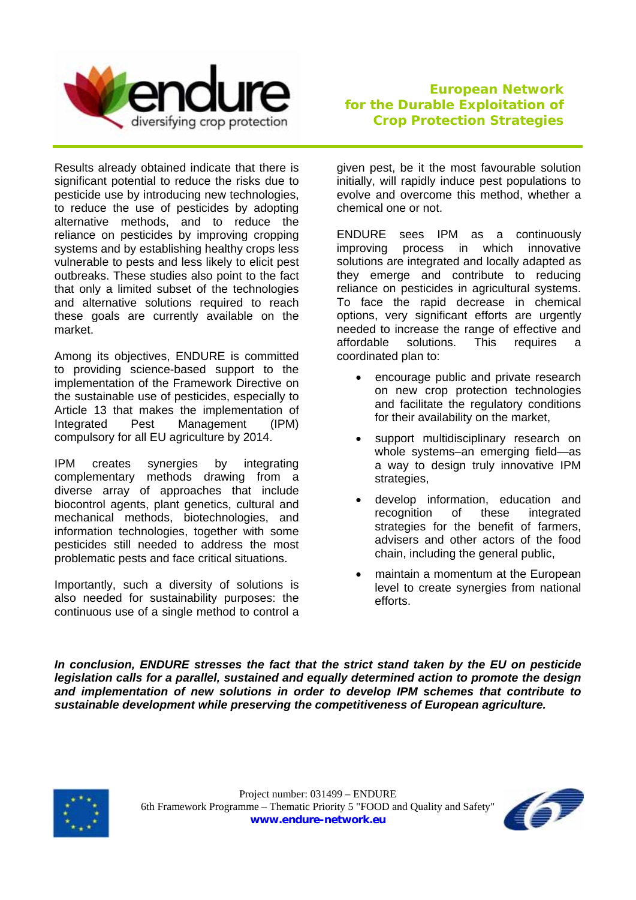**European Network for the Durable Exploitation of Crop Protection Strategies**

Results already obtained indicate that there is significant potential to reduce the risks due to pesticide use by introducing new technologies, to reduce the use of pesticides by adopting alternative methods, and to reduce the reliance on pesticides by improving cropping systems and by establishing healthy crops less vulnerable to pests and less likely to elicit pest outbreaks. These studies also point to the fact that only a limited subset of the technologies and alternative solutions required to reach these goals are currently available on the market.

Among its objectives, ENDURE is committed to providing science-based support to the implementation of the Framework Directive on the sustainable use of pesticides, especially to Article 13 that makes the implementation of Integrated Pest Management (IPM) compulsory for all EU agriculture by 2014.

IPM creates synergies by integrating complementary methods drawing from a diverse array of approaches that include biocontrol agents, plant genetics, cultural and mechanical methods, biotechnologies, and information technologies, together with some pesticides still needed to address the most problematic pests and face critical situations.

Importantly, such a diversity of solutions is also needed for sustainability purposes: the continuous use of a single method to control a given pest, be it the most favourable solution initially, will rapidly induce pest populations to evolve and overcome this method, whether a chemical one or not.

ENDURE sees IPM as a continuously improving process in which innovative solutions are integrated and locally adapted as they emerge and contribute to reducing reliance on pesticides in agricultural systems. To face the rapid decrease in chemical options, very significant efforts are urgently needed to increase the range of effective and affordable solutions. This requires a coordinated plan to:

- encourage public and private research on new crop protection technologies and facilitate the regulatory conditions for their availability on the market,
- support multidisciplinary research on whole systems–an emerging field—as a way to design truly innovative IPM strategies,
- develop information, education and recognition of these integrated strategies for the benefit of farmers, advisers and other actors of the food chain, including the general public,
- maintain a momentum at the European level to create synergies from national efforts.

***In conclusion, ENDURE stresses the fact that the strict stand taken by the EU on pesticide legislation calls for a parallel, sustained and equally determined action to promote the design and implementation of new solutions in order to develop IPM schemes that contribute to sustainable development while preserving the competitiveness of European agriculture.***

Project number: 031499 – ENDURE
6th Framework Programme – Thematic Priority 5 "FOOD and Quality and Safety"
**www.endure-network.eu**